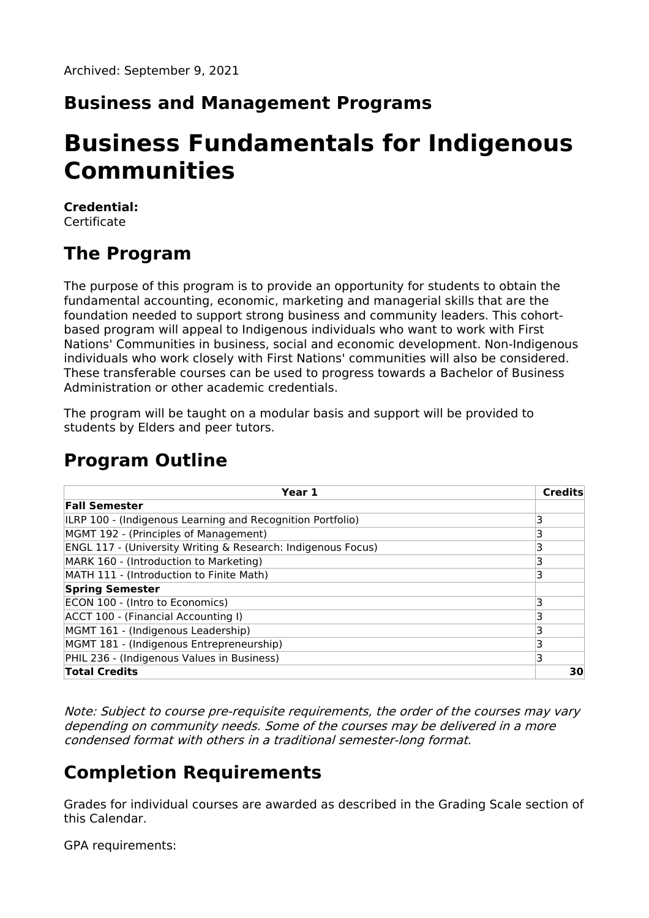Archived: September 9, 2021

## Business and Management Programs

# Business Fundamentals for Indigenous Communities

**Credential:**
Certificate

## The Program

The purpose of this program is to provide an opportunity for students to obtain the fundamental accounting, economic, marketing and managerial skills that are the foundation needed to support strong business and community leaders. This cohort-based program will appeal to Indigenous individuals who want to work with First Nations' Communities in business, social and economic development. Non-Indigenous individuals who work closely with First Nations' communities will also be considered. These transferable courses can be used to progress towards a Bachelor of Business Administration or other academic credentials.

The program will be taught on a modular basis and support will be provided to students by Elders and peer tutors.

## Program Outline

| Year 1 | Credits |
|---|---|
| **Fall Semester** | |
| ILRP 100 - (Indigenous Learning and Recognition Portfolio) | 3 |
| MGMT 192 - (Principles of Management) | 3 |
| ENGL 117 - (University Writing & Research: Indigenous Focus) | 3 |
| MARK 160 - (Introduction to Marketing) | 3 |
| MATH 111 - (Introduction to Finite Math) | 3 |
| **Spring Semester** | |
| ECON 100 - (Intro to Economics) | 3 |
| ACCT 100 - (Financial Accounting I) | 3 |
| MGMT 161 - (Indigenous Leadership) | 3 |
| MGMT 181 - (Indigenous Entrepreneurship) | 3 |
| PHIL 236 - (Indigenous Values in Business) | 3 |
| **Total Credits** | **30** |

*Note: Subject to course pre-requisite requirements, the order of the courses may vary depending on community needs. Some of the courses may be delivered in a more condensed format with others in a traditional semester-long format.*

## Completion Requirements

Grades for individual courses are awarded as described in the Grading Scale section of this Calendar.

GPA requirements: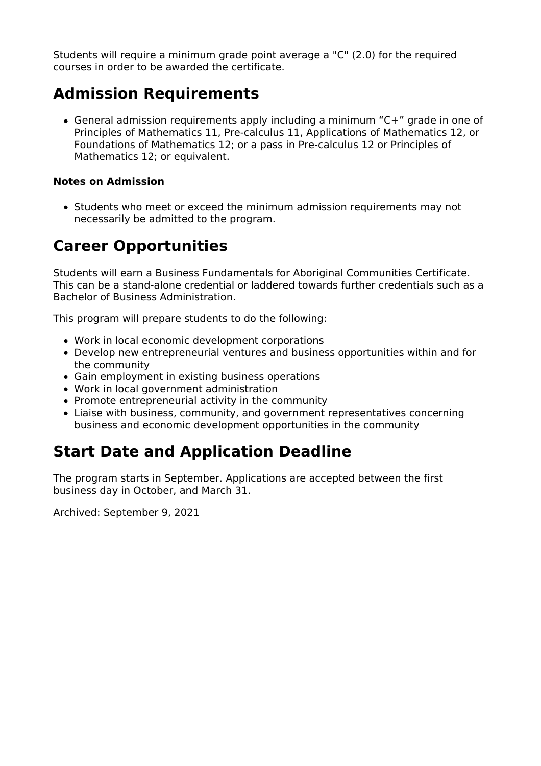Students will require a minimum grade point average a "C" (2.0) for the required courses in order to be awarded the certificate.

## Admission Requirements

- General admission requirements apply including a minimum “C+” grade in one of Principles of Mathematics 11, Pre-calculus 11, Applications of Mathematics 12, or Foundations of Mathematics 12; or a pass in Pre-calculus 12 or Principles of Mathematics 12; or equivalent.

**Notes on Admission**

- Students who meet or exceed the minimum admission requirements may not necessarily be admitted to the program.

## Career Opportunities

Students will earn a Business Fundamentals for Aboriginal Communities Certificate. This can be a stand-alone credential or laddered towards further credentials such as a Bachelor of Business Administration.

This program will prepare students to do the following:

- Work in local economic development corporations
- Develop new entrepreneurial ventures and business opportunities within and for the community
- Gain employment in existing business operations
- Work in local government administration
- Promote entrepreneurial activity in the community
- Liaise with business, community, and government representatives concerning business and economic development opportunities in the community

## Start Date and Application Deadline

The program starts in September. Applications are accepted between the first business day in October, and March 31.

Archived: September 9, 2021